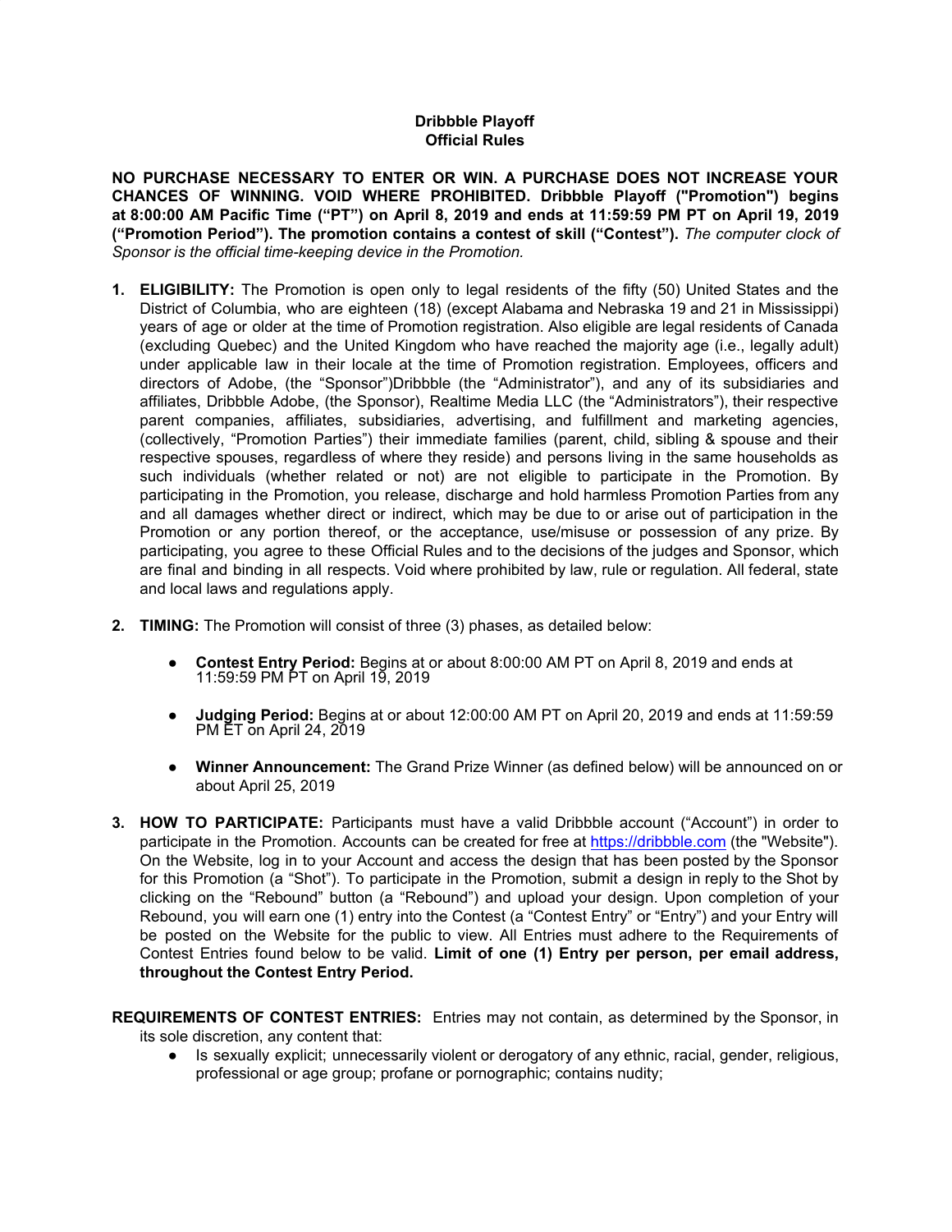**Dribbble Playoff**
**Official Rules**

**NO PURCHASE NECESSARY TO ENTER OR WIN. A PURCHASE DOES NOT INCREASE YOUR CHANCES OF WINNING. VOID WHERE PROHIBITED. Dribbble Playoff ("Promotion") begins at 8:00:00 AM Pacific Time ("PT") on April 8, 2019 and ends at 11:59:59 PM PT on April 19, 2019 ("Promotion Period"). The promotion contains a contest of skill ("Contest").** *The computer clock of Sponsor is the official time-keeping device in the Promotion.*

1. **ELIGIBILITY:** The Promotion is open only to legal residents of the fifty (50) United States and the District of Columbia, who are eighteen (18) (except Alabama and Nebraska 19 and 21 in Mississippi) years of age or older at the time of Promotion registration. Also eligible are legal residents of Canada (excluding Quebec) and the United Kingdom who have reached the majority age (i.e., legally adult) under applicable law in their locale at the time of Promotion registration. Employees, officers and directors of Adobe, (the "Sponsor")Dribbble (the "Administrator"), and any of its subsidiaries and affiliates, Dribbble Adobe, (the Sponsor), Realtime Media LLC (the "Administrators"), their respective parent companies, affiliates, subsidiaries, advertising, and fulfillment and marketing agencies, (collectively, "Promotion Parties") their immediate families (parent, child, sibling & spouse and their respective spouses, regardless of where they reside) and persons living in the same households as such individuals (whether related or not) are not eligible to participate in the Promotion. By participating in the Promotion, you release, discharge and hold harmless Promotion Parties from any and all damages whether direct or indirect, which may be due to or arise out of participation in the Promotion or any portion thereof, or the acceptance, use/misuse or possession of any prize. By participating, you agree to these Official Rules and to the decisions of the judges and Sponsor, which are final and binding in all respects. Void where prohibited by law, rule or regulation. All federal, state and local laws and regulations apply.

2. **TIMING:** The Promotion will consist of three (3) phases, as detailed below:

   - **Contest Entry Period:** Begins at or about 8:00:00 AM PT on April 8, 2019 and ends at 11:59:59 PM PT on April 19, 2019
   - **Judging Period:** Begins at or about 12:00:00 AM PT on April 20, 2019 and ends at 11:59:59 PM ET on April 24, 2019
   - **Winner Announcement:** The Grand Prize Winner (as defined below) will be announced on or about April 25, 2019

3. **HOW TO PARTICIPATE:** Participants must have a valid Dribbble account ("Account") in order to participate in the Promotion. Accounts can be created for free at https://dribbble.com (the "Website"). On the Website, log in to your Account and access the design that has been posted by the Sponsor for this Promotion (a "Shot"). To participate in the Promotion, submit a design in reply to the Shot by clicking on the "Rebound" button (a "Rebound") and upload your design. Upon completion of your Rebound, you will earn one (1) entry into the Contest (a "Contest Entry" or "Entry") and your Entry will be posted on the Website for the public to view. All Entries must adhere to the Requirements of Contest Entries found below to be valid. **Limit of one (1) Entry per person, per email address, throughout the Contest Entry Period.**

**REQUIREMENTS OF CONTEST ENTRIES:** Entries may not contain, as determined by the Sponsor, in its sole discretion, any content that:

- Is sexually explicit; unnecessarily violent or derogatory of any ethnic, racial, gender, religious, professional or age group; profane or pornographic; contains nudity;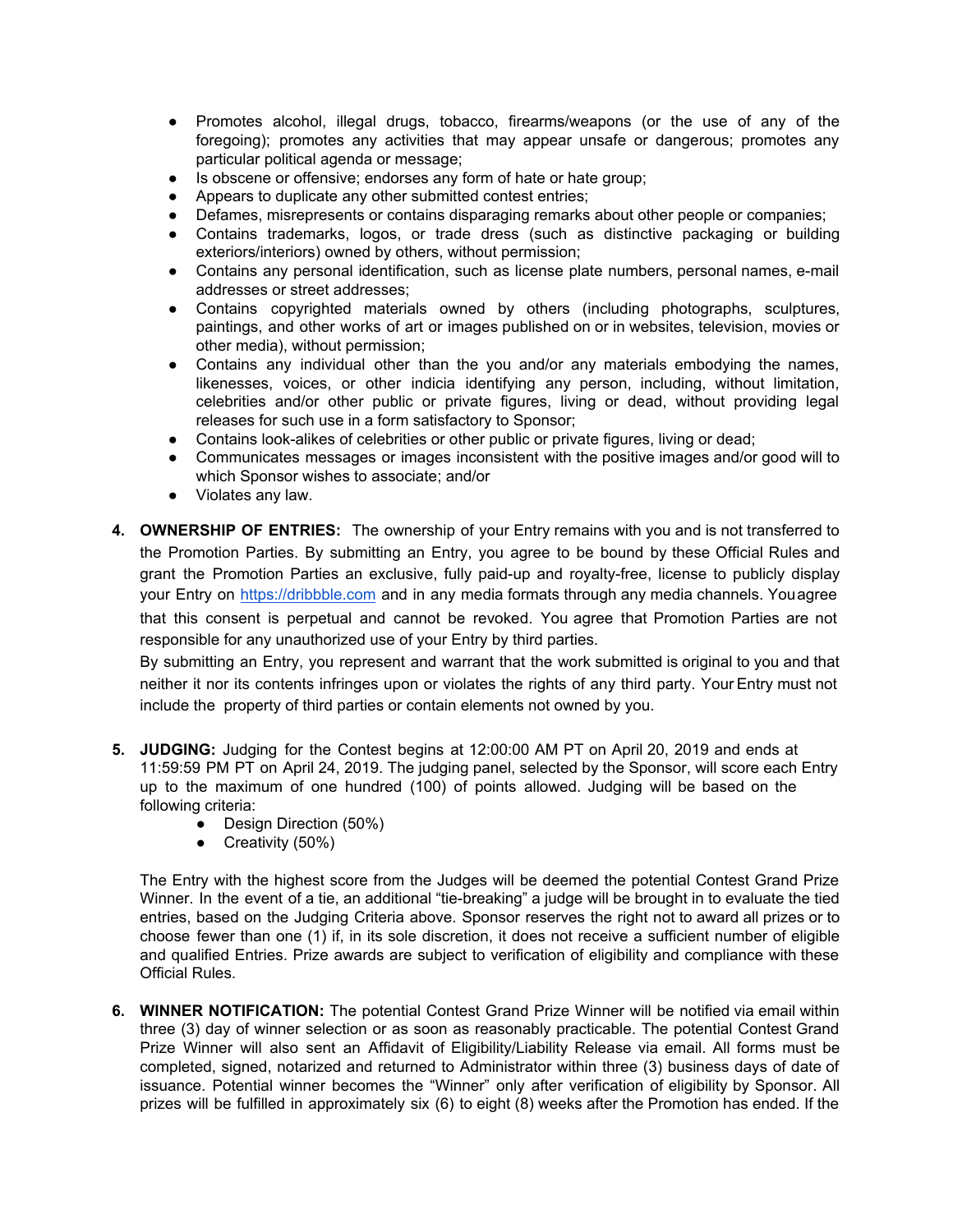- Promotes alcohol, illegal drugs, tobacco, firearms/weapons (or the use of any of the foregoing); promotes any activities that may appear unsafe or dangerous; promotes any particular political agenda or message;
- Is obscene or offensive; endorses any form of hate or hate group;
- Appears to duplicate any other submitted contest entries;
- Defames, misrepresents or contains disparaging remarks about other people or companies;
- Contains trademarks, logos, or trade dress (such as distinctive packaging or building exteriors/interiors) owned by others, without permission;
- Contains any personal identification, such as license plate numbers, personal names, e-mail addresses or street addresses;
- Contains copyrighted materials owned by others (including photographs, sculptures, paintings, and other works of art or images published on or in websites, television, movies or other media), without permission;
- Contains any individual other than the you and/or any materials embodying the names, likenesses, voices, or other indicia identifying any person, including, without limitation, celebrities and/or other public or private figures, living or dead, without providing legal releases for such use in a form satisfactory to Sponsor;
- Contains look-alikes of celebrities or other public or private figures, living or dead;
- Communicates messages or images inconsistent with the positive images and/or good will to which Sponsor wishes to associate; and/or
- Violates any law.

4. **OWNERSHIP OF ENTRIES:** The ownership of your Entry remains with you and is not transferred to the Promotion Parties. By submitting an Entry, you agree to be bound by these Official Rules and grant the Promotion Parties an exclusive, fully paid-up and royalty-free, license to publicly display your Entry on https://dribbble.com and in any media formats through any media channels. You agree that this consent is perpetual and cannot be revoked. You agree that Promotion Parties are not responsible for any unauthorized use of your Entry by third parties.

   By submitting an Entry, you represent and warrant that the work submitted is original to you and that neither it nor its contents infringes upon or violates the rights of any third party. Your Entry must not include the property of third parties or contain elements not owned by you.

5. **JUDGING:** Judging for the Contest begins at 12:00:00 AM PT on April 20, 2019 and ends at 11:59:59 PM PT on April 24, 2019. The judging panel, selected by the Sponsor, will score each Entry up to the maximum of one hundred (100) of points allowed. Judging will be based on the following criteria:
   - Design Direction (50%)
   - Creativity (50%)

   The Entry with the highest score from the Judges will be deemed the potential Contest Grand Prize Winner. In the event of a tie, an additional "tie-breaking" a judge will be brought in to evaluate the tied entries, based on the Judging Criteria above. Sponsor reserves the right not to award all prizes or to choose fewer than one (1) if, in its sole discretion, it does not receive a sufficient number of eligible and qualified Entries. Prize awards are subject to verification of eligibility and compliance with these Official Rules.

6. **WINNER NOTIFICATION:** The potential Contest Grand Prize Winner will be notified via email within three (3) day of winner selection or as soon as reasonably practicable. The potential Contest Grand Prize Winner will also sent an Affidavit of Eligibility/Liability Release via email. All forms must be completed, signed, notarized and returned to Administrator within three (3) business days of date of issuance. Potential winner becomes the "Winner" only after verification of eligibility by Sponsor. All prizes will be fulfilled in approximately six (6) to eight (8) weeks after the Promotion has ended. If the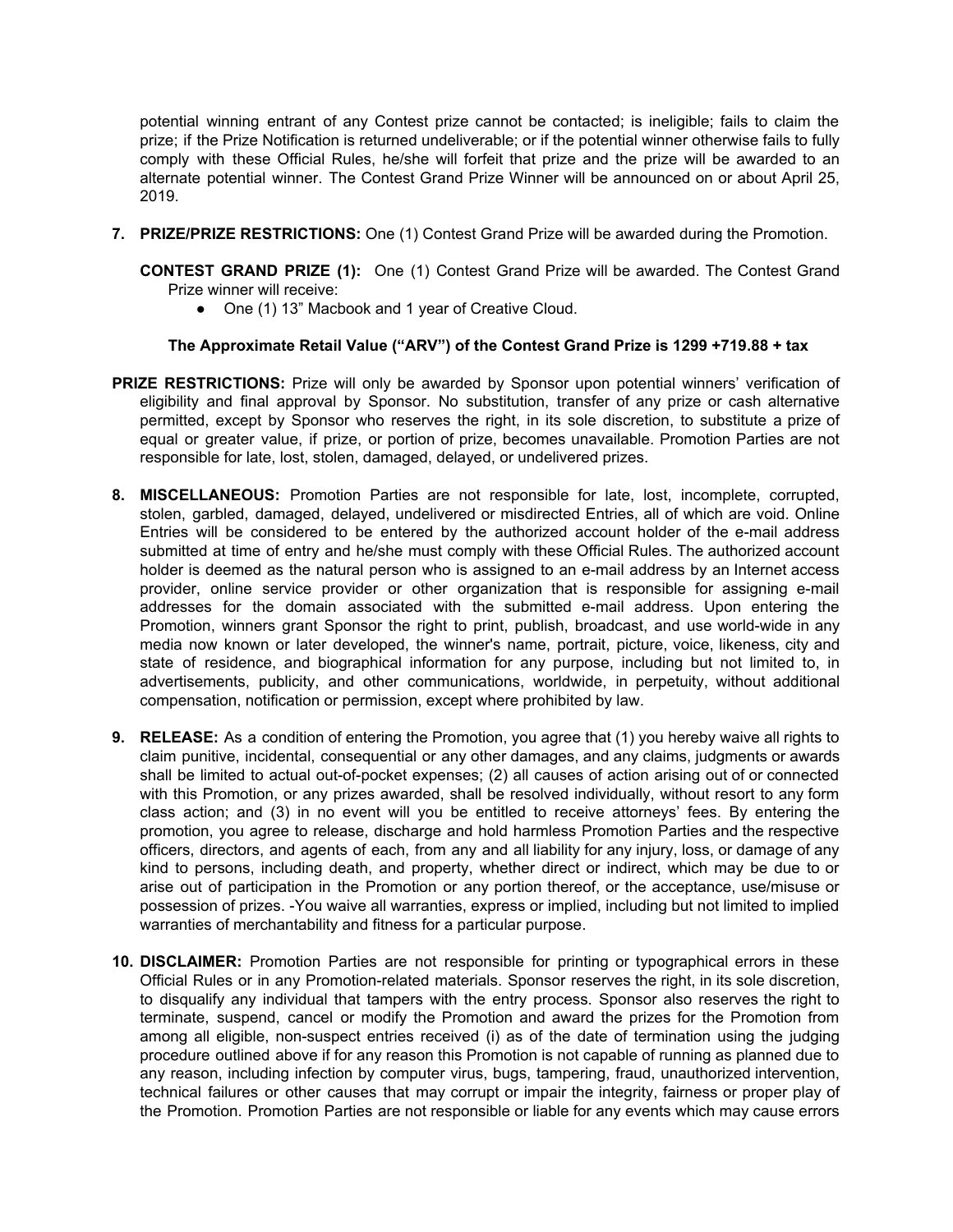potential winning entrant of any Contest prize cannot be contacted; is ineligible; fails to claim the prize; if the Prize Notification is returned undeliverable; or if the potential winner otherwise fails to fully comply with these Official Rules, he/she will forfeit that prize and the prize will be awarded to an alternate potential winner. The Contest Grand Prize Winner will be announced on or about April 25, 2019.

7. **PRIZE/PRIZE RESTRICTIONS:** One (1) Contest Grand Prize will be awarded during the Promotion.

   **CONTEST GRAND PRIZE (1):** One (1) Contest Grand Prize will be awarded. The Contest Grand Prize winner will receive:

   - One (1) 13" Macbook and 1 year of Creative Cloud.

   **The Approximate Retail Value ("ARV") of the Contest Grand Prize is 1299 +719.88 + tax**

**PRIZE RESTRICTIONS:** Prize will only be awarded by Sponsor upon potential winners' verification of eligibility and final approval by Sponsor. No substitution, transfer of any prize or cash alternative permitted, except by Sponsor who reserves the right, in its sole discretion, to substitute a prize of equal or greater value, if prize, or portion of prize, becomes unavailable. Promotion Parties are not responsible for late, lost, stolen, damaged, delayed, or undelivered prizes.

8. **MISCELLANEOUS:** Promotion Parties are not responsible for late, lost, incomplete, corrupted, stolen, garbled, damaged, delayed, undelivered or misdirected Entries, all of which are void. Online Entries will be considered to be entered by the authorized account holder of the e-mail address submitted at time of entry and he/she must comply with these Official Rules. The authorized account holder is deemed as the natural person who is assigned to an e-mail address by an Internet access provider, online service provider or other organization that is responsible for assigning e-mail addresses for the domain associated with the submitted e-mail address. Upon entering the Promotion, winners grant Sponsor the right to print, publish, broadcast, and use world-wide in any media now known or later developed, the winner's name, portrait, picture, voice, likeness, city and state of residence, and biographical information for any purpose, including but not limited to, in advertisements, publicity, and other communications, worldwide, in perpetuity, without additional compensation, notification or permission, except where prohibited by law.

9. **RELEASE:** As a condition of entering the Promotion, you agree that (1) you hereby waive all rights to claim punitive, incidental, consequential or any other damages, and any claims, judgments or awards shall be limited to actual out-of-pocket expenses; (2) all causes of action arising out of or connected with this Promotion, or any prizes awarded, shall be resolved individually, without resort to any form class action; and (3) in no event will you be entitled to receive attorneys' fees. By entering the promotion, you agree to release, discharge and hold harmless Promotion Parties and the respective officers, directors, and agents of each, from any and all liability for any injury, loss, or damage of any kind to persons, including death, and property, whether direct or indirect, which may be due to or arise out of participation in the Promotion or any portion thereof, or the acceptance, use/misuse or possession of prizes. -You waive all warranties, express or implied, including but not limited to implied warranties of merchantability and fitness for a particular purpose.

10. **DISCLAIMER:** Promotion Parties are not responsible for printing or typographical errors in these Official Rules or in any Promotion-related materials. Sponsor reserves the right, in its sole discretion, to disqualify any individual that tampers with the entry process. Sponsor also reserves the right to terminate, suspend, cancel or modify the Promotion and award the prizes for the Promotion from among all eligible, non-suspect entries received (i) as of the date of termination using the judging procedure outlined above if for any reason this Promotion is not capable of running as planned due to any reason, including infection by computer virus, bugs, tampering, fraud, unauthorized intervention, technical failures or other causes that may corrupt or impair the integrity, fairness or proper play of the Promotion. Promotion Parties are not responsible or liable for any events which may cause errors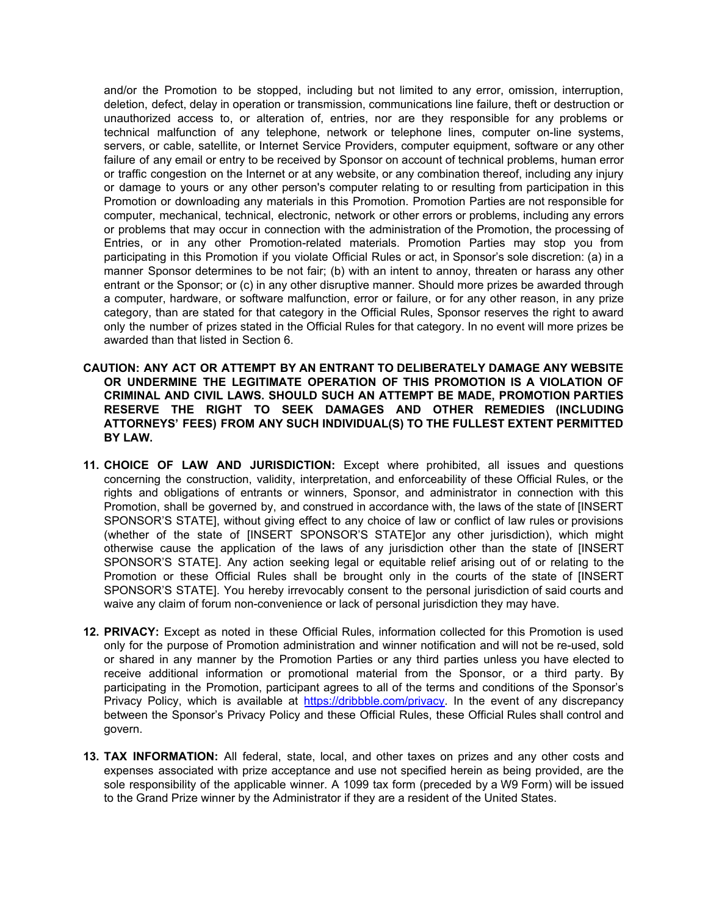and/or the Promotion to be stopped, including but not limited to any error, omission, interruption, deletion, defect, delay in operation or transmission, communications line failure, theft or destruction or unauthorized access to, or alteration of, entries, nor are they responsible for any problems or technical malfunction of any telephone, network or telephone lines, computer on-line systems, servers, or cable, satellite, or Internet Service Providers, computer equipment, software or any other failure of any email or entry to be received by Sponsor on account of technical problems, human error or traffic congestion on the Internet or at any website, or any combination thereof, including any injury or damage to yours or any other person's computer relating to or resulting from participation in this Promotion or downloading any materials in this Promotion. Promotion Parties are not responsible for computer, mechanical, technical, electronic, network or other errors or problems, including any errors or problems that may occur in connection with the administration of the Promotion, the processing of Entries, or in any other Promotion-related materials. Promotion Parties may stop you from participating in this Promotion if you violate Official Rules or act, in Sponsor's sole discretion: (a) in a manner Sponsor determines to be not fair; (b) with an intent to annoy, threaten or harass any other entrant or the Sponsor; or (c) in any other disruptive manner. Should more prizes be awarded through a computer, hardware, or software malfunction, error or failure, or for any other reason, in any prize category, than are stated for that category in the Official Rules, Sponsor reserves the right to award only the number of prizes stated in the Official Rules for that category. In no event will more prizes be awarded than that listed in Section 6.

**CAUTION: ANY ACT OR ATTEMPT BY AN ENTRANT TO DELIBERATELY DAMAGE ANY WEBSITE OR UNDERMINE THE LEGITIMATE OPERATION OF THIS PROMOTION IS A VIOLATION OF CRIMINAL AND CIVIL LAWS. SHOULD SUCH AN ATTEMPT BE MADE, PROMOTION PARTIES RESERVE THE RIGHT TO SEEK DAMAGES AND OTHER REMEDIES (INCLUDING ATTORNEYS' FEES) FROM ANY SUCH INDIVIDUAL(S) TO THE FULLEST EXTENT PERMITTED BY LAW.**

11. **CHOICE OF LAW AND JURISDICTION:** Except where prohibited, all issues and questions concerning the construction, validity, interpretation, and enforceability of these Official Rules, or the rights and obligations of entrants or winners, Sponsor, and administrator in connection with this Promotion, shall be governed by, and construed in accordance with, the laws of the state of [INSERT SPONSOR'S STATE], without giving effect to any choice of law or conflict of law rules or provisions (whether of the state of [INSERT SPONSOR'S STATE]or any other jurisdiction), which might otherwise cause the application of the laws of any jurisdiction other than the state of [INSERT SPONSOR'S STATE]. Any action seeking legal or equitable relief arising out of or relating to the Promotion or these Official Rules shall be brought only in the courts of the state of [INSERT SPONSOR'S STATE]. You hereby irrevocably consent to the personal jurisdiction of said courts and waive any claim of forum non-convenience or lack of personal jurisdiction they may have.

12. **PRIVACY:** Except as noted in these Official Rules, information collected for this Promotion is used only for the purpose of Promotion administration and winner notification and will not be re-used, sold or shared in any manner by the Promotion Parties or any third parties unless you have elected to receive additional information or promotional material from the Sponsor, or a third party. By participating in the Promotion, participant agrees to all of the terms and conditions of the Sponsor's Privacy Policy, which is available at [https://dribbble.com/privacy](https://dribbble.com/privacy). In the event of any discrepancy between the Sponsor's Privacy Policy and these Official Rules, these Official Rules shall control and govern.

13. **TAX INFORMATION:** All federal, state, local, and other taxes on prizes and any other costs and expenses associated with prize acceptance and use not specified herein as being provided, are the sole responsibility of the applicable winner. A 1099 tax form (preceded by a W9 Form) will be issued to the Grand Prize winner by the Administrator if they are a resident of the United States.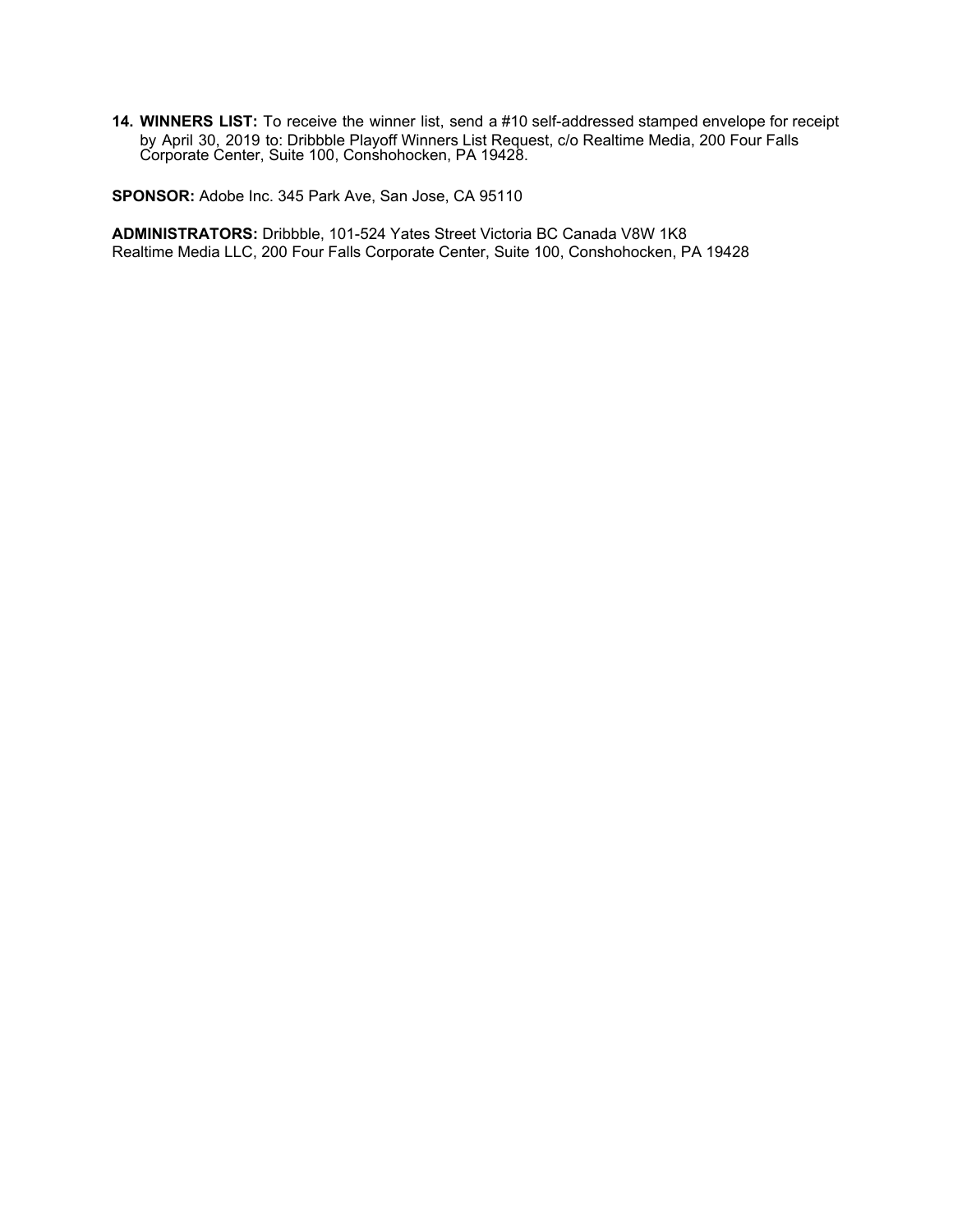14. **WINNERS LIST:** To receive the winner list, send a #10 self-addressed stamped envelope for receipt by April 30, 2019 to: Dribbble Playoff Winners List Request, c/o Realtime Media, 200 Four Falls Corporate Center, Suite 100, Conshohocken, PA 19428.

**SPONSOR:** Adobe Inc. 345 Park Ave, San Jose, CA 95110

**ADMINISTRATORS:** Dribbble, 101-524 Yates Street Victoria BC Canada V8W 1K8
Realtime Media LLC, 200 Four Falls Corporate Center, Suite 100, Conshohocken, PA 19428